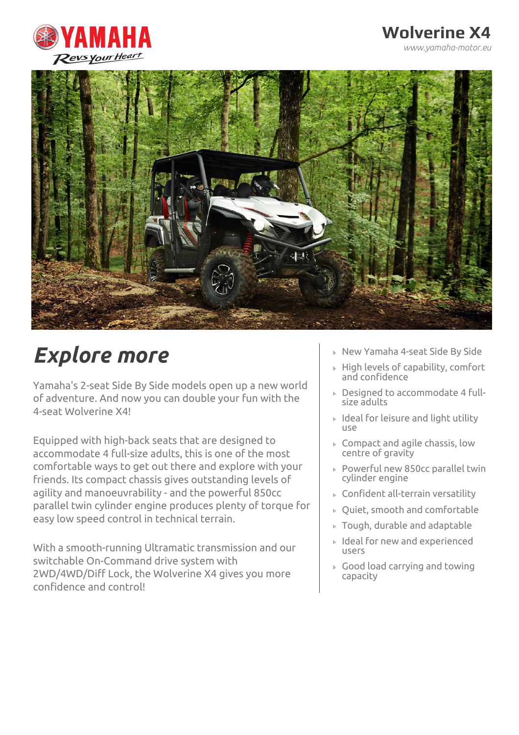# Wolverine X4

www.yamaha-motor.eu

## *Explore more*

Yamaha's 2-seat Side By Side models open up a new world of adventure. And now you can double your fun with the 4-seat Wolverine X4!

Equipped with high-back seats that are designed to accommodate 4 full-size adults, this is one of the most comfortable ways to get out there and explore with your friends. Its compact chassis gives outstanding levels of agility and manoeuvrability - and the powerful 850cc parallel twin cylinder engine produces plenty of torque for easy low speed control in technical terrain.

With a smooth-running Ultramatic transmission and our switchable On-Command drive system with 2WD/4WD/Diff Lock, the Wolverine X4 gives you more confidence and control!

- New Yamaha 4-seat Side By Side
- High levels of capability, comfort and confidence
- Designed to accommodate 4 full-size adults
- Ideal for leisure and light utility use
- Compact and agile chassis, low centre of gravity
- Powerful new 850cc parallel twin cylinder engine
- Confident all-terrain versatility
- Quiet, smooth and comfortable
- Tough, durable and adaptable
- Ideal for new and experienced users
- Good load carrying and towing capacity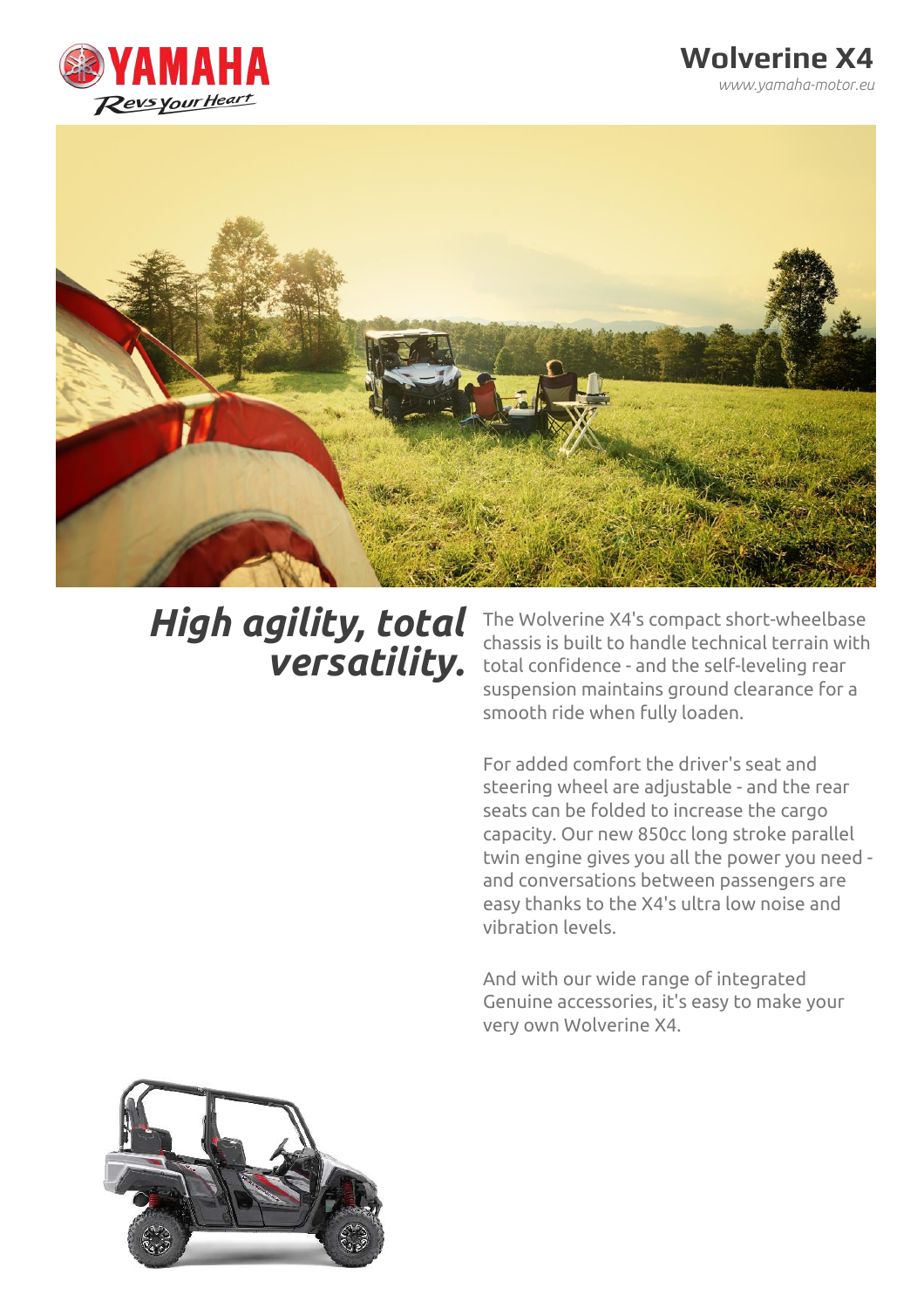# Wolverine X4

www.yamaha-motor.eu

## *High agility, total versatility.*

The Wolverine X4's compact short-wheelbase chassis is built to handle technical terrain with total confidence - and the self-leveling rear suspension maintains ground clearance for a smooth ride when fully loaden.

For added comfort the driver's seat and steering wheel are adjustable - and the rear seats can be folded to increase the cargo capacity. Our new 850cc long stroke parallel twin engine gives you all the power you need - and conversations between passengers are easy thanks to the X4's ultra low noise and vibration levels.

And with our wide range of integrated Genuine accessories, it's easy to make your very own Wolverine X4.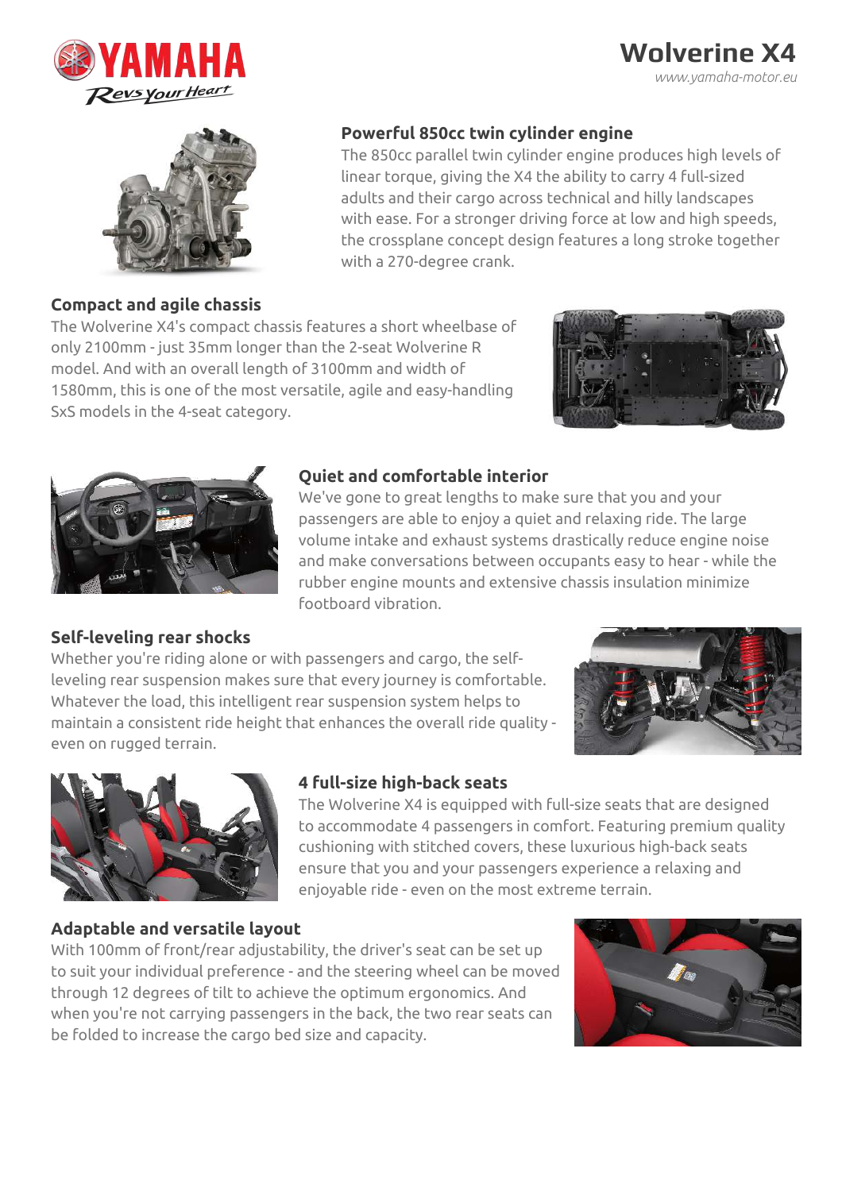# Wolverine X4

## Powerful 850cc twin cylinder engine

The 850cc parallel twin cylinder engine produces high levels of linear torque, giving the X4 the ability to carry 4 full-sized adults and their cargo across technical and hilly landscapes with ease. For a stronger driving force at low and high speeds, the crossplane concept design features a long stroke together with a 270-degree crank.

## Compact and agile chassis

The Wolverine X4's compact chassis features a short wheelbase of only 2100mm - just 35mm longer than the 2-seat Wolverine R model. And with an overall length of 3100mm and width of 1580mm, this is one of the most versatile, agile and easy-handling SxS models in the 4-seat category.

## Quiet and comfortable interior

We've gone to great lengths to make sure that you and your passengers are able to enjoy a quiet and relaxing ride. The large volume intake and exhaust systems drastically reduce engine noise and make conversations between occupants easy to hear - while the rubber engine mounts and extensive chassis insulation minimize footboard vibration.

## Self-leveling rear shocks

Whether you're riding alone or with passengers and cargo, the self-leveling rear suspension makes sure that every journey is comfortable. Whatever the load, this intelligent rear suspension system helps to maintain a consistent ride height that enhances the overall ride quality - even on rugged terrain.

## 4 full-size high-back seats

The Wolverine X4 is equipped with full-size seats that are designed to accommodate 4 passengers in comfort. Featuring premium quality cushioning with stitched covers, these luxurious high-back seats ensure that you and your passengers experience a relaxing and enjoyable ride - even on the most extreme terrain.

## Adaptable and versatile layout

With 100mm of front/rear adjustability, the driver's seat can be set up to suit your individual preference - and the steering wheel can be moved through 12 degrees of tilt to achieve the optimum ergonomics. And when you're not carrying passengers in the back, the two rear seats can be folded to increase the cargo bed size and capacity.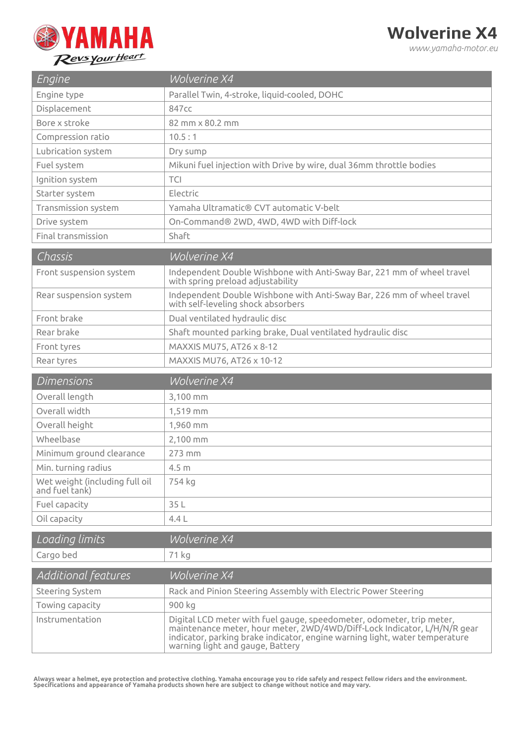# Wolverine X4

www.yamaha-motor.eu

| Engine | Wolverine X4 |
|---|---|
| Engine type | Parallel Twin, 4-stroke, liquid-cooled, DOHC |
| Displacement | 847cc |
| Bore x stroke | 82 mm x 80.2 mm |
| Compression ratio | 10.5 : 1 |
| Lubrication system | Dry sump |
| Fuel system | Mikuni fuel injection with Drive by wire, dual 36mm throttle bodies |
| Ignition system | TCI |
| Starter system | Electric |
| Transmission system | Yamaha Ultramatic® CVT automatic V-belt |
| Drive system | On-Command® 2WD, 4WD, 4WD with Diff-lock |
| Final transmission | Shaft |

| Chassis | Wolverine X4 |
|---|---|
| Front suspension system | Independent Double Wishbone with Anti-Sway Bar, 221 mm of wheel travel with spring preload adjustability |
| Rear suspension system | Independent Double Wishbone with Anti-Sway Bar, 226 mm of wheel travel with self-leveling shock absorbers |
| Front brake | Dual ventilated hydraulic disc |
| Rear brake | Shaft mounted parking brake, Dual ventilated hydraulic disc |
| Front tyres | MAXXIS MU75, AT26 x 8-12 |
| Rear tyres | MAXXIS MU76, AT26 x 10-12 |

| Dimensions | Wolverine X4 |
|---|---|
| Overall length | 3,100 mm |
| Overall width | 1,519 mm |
| Overall height | 1,960 mm |
| Wheelbase | 2,100 mm |
| Minimum ground clearance | 273 mm |
| Min. turning radius | 4.5 m |
| Wet weight (including full oil and fuel tank) | 754 kg |
| Fuel capacity | 35 L |
| Oil capacity | 4.4 L |

| Loading limits | Wolverine X4 |
|---|---|
| Cargo bed | 71 kg |

| Additional features | Wolverine X4 |
|---|---|
| Steering System | Rack and Pinion Steering Assembly with Electric Power Steering |
| Towing capacity | 900 kg |
| Instrumentation | Digital LCD meter with fuel gauge, speedometer, odometer, trip meter, maintenance meter, hour meter, 2WD/4WD/Diff-Lock Indicator, L/H/N/R gear indicator, parking brake indicator, engine warning light, water temperature warning light and gauge, Battery |

**Always wear a helmet, eye protection and protective clothing. Yamaha encourage you to ride safely and respect fellow riders and the environment.**
**Specifications and appearance of Yamaha products shown here are subject to change without notice and may vary.**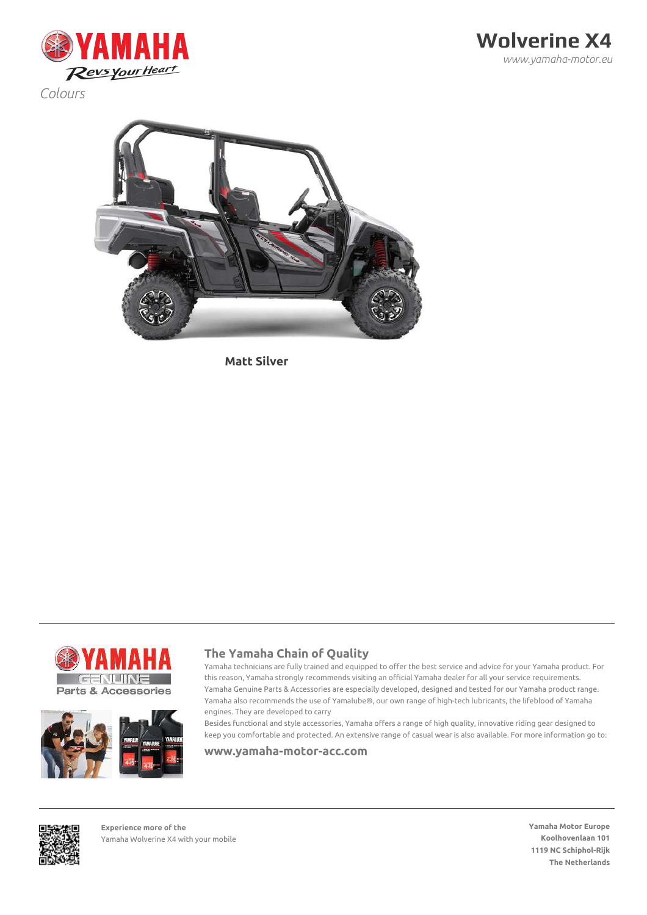# Wolverine X4

*www.yamaha-motor.eu*

*Colours*

**Matt Silver**

## The Yamaha Chain of Quality

Yamaha technicians are fully trained and equipped to offer the best service and advice for your Yamaha product. For this reason, Yamaha strongly recommends visiting an official Yamaha dealer for all your service requirements. Yamaha Genuine Parts & Accessories are especially developed, designed and tested for our Yamaha product range. Yamaha also recommends the use of Yamalube®, our own range of high-tech lubricants, the lifeblood of Yamaha engines. They are developed to carry

Besides functional and style accessories, Yamaha offers a range of high quality, innovative riding gear designed to keep you comfortable and protected. An extensive range of casual wear is also available. For more information go to:

**www.yamaha-motor-acc.com**

**Experience more of the**
Yamaha Wolverine X4 with your mobile

**Yamaha Motor Europe**
**Koolhovenlaan 101**
**1119 NC Schiphol-Rijk**
**The Netherlands**